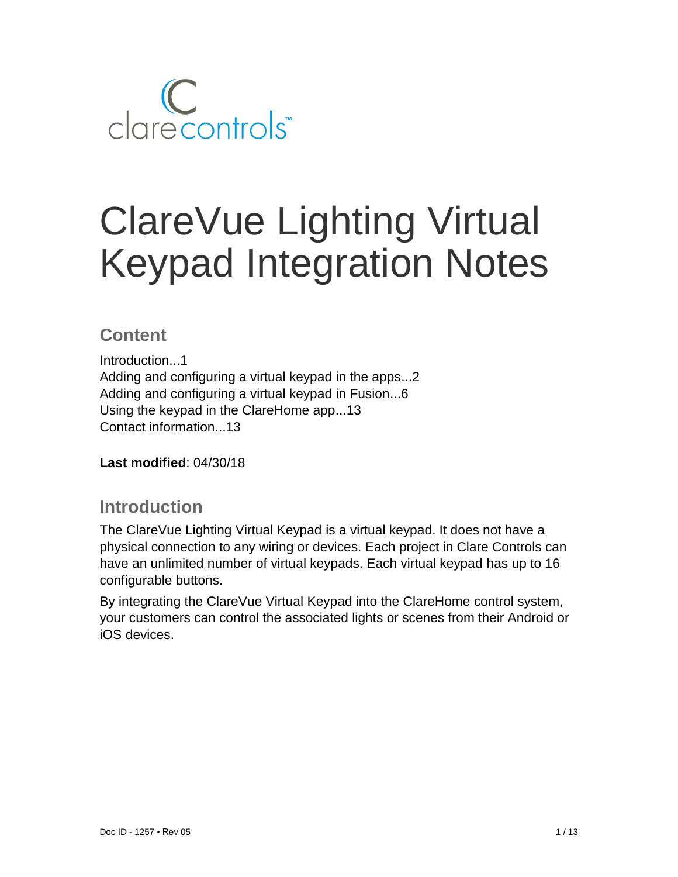# ClareVue Lighting Virtual Keypad Integration Notes

## Content

Introduction...1
Adding and configuring a virtual keypad in the apps...2
Adding and configuring a virtual keypad in Fusion...6
Using the keypad in the ClareHome app...13
Contact information...13

**Last modified**: 04/30/18

## Introduction

The ClareVue Lighting Virtual Keypad is a virtual keypad. It does not have a physical connection to any wiring or devices. Each project in Clare Controls can have an unlimited number of virtual keypads. Each virtual keypad has up to 16 configurable buttons.

By integrating the ClareVue Virtual Keypad into the ClareHome control system, your customers can control the associated lights or scenes from their Android or iOS devices.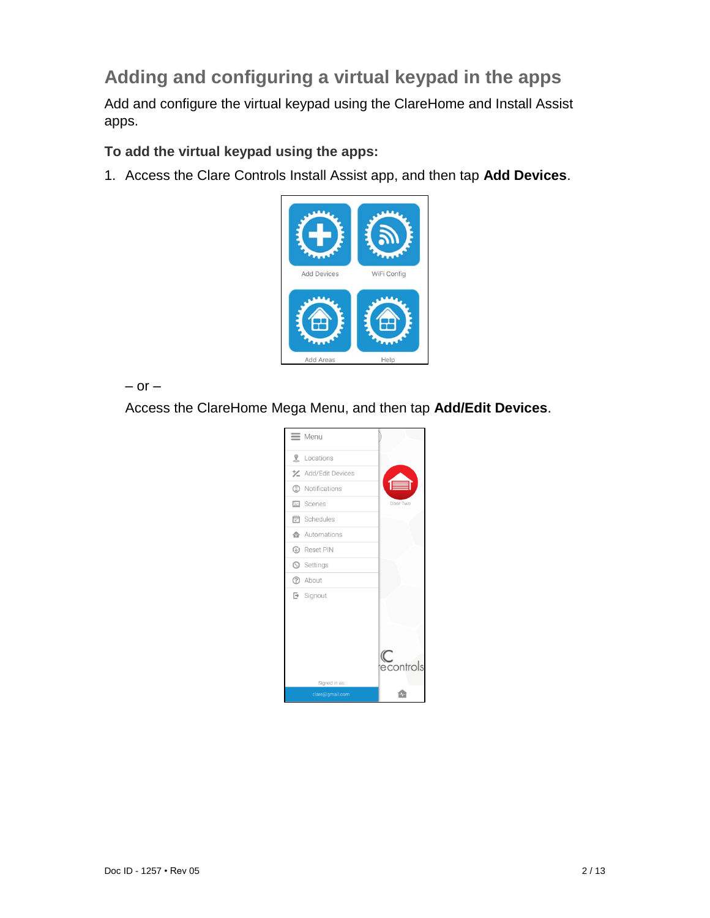## Adding and configuring a virtual keypad in the apps

Add and configure the virtual keypad using the ClareHome and Install Assist apps.

**To add the virtual keypad using the apps:**

1. Access the Clare Controls Install Assist app, and then tap **Add Devices**.

   – or –

   Access the ClareHome Mega Menu, and then tap **Add/Edit Devices**.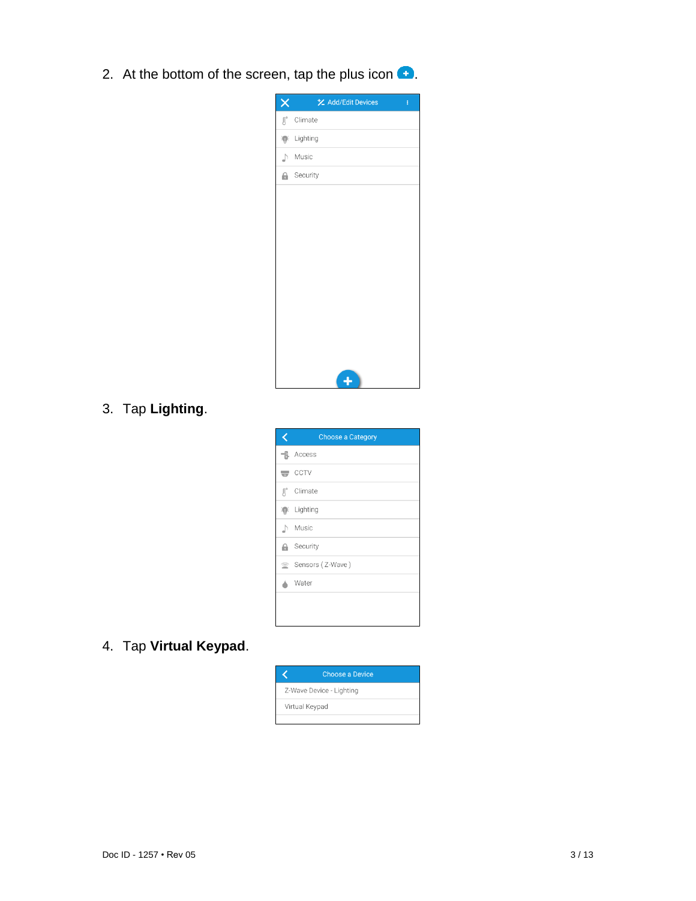2. At the bottom of the screen, tap the plus icon.

3. Tap **Lighting**.

4. Tap **Virtual Keypad**.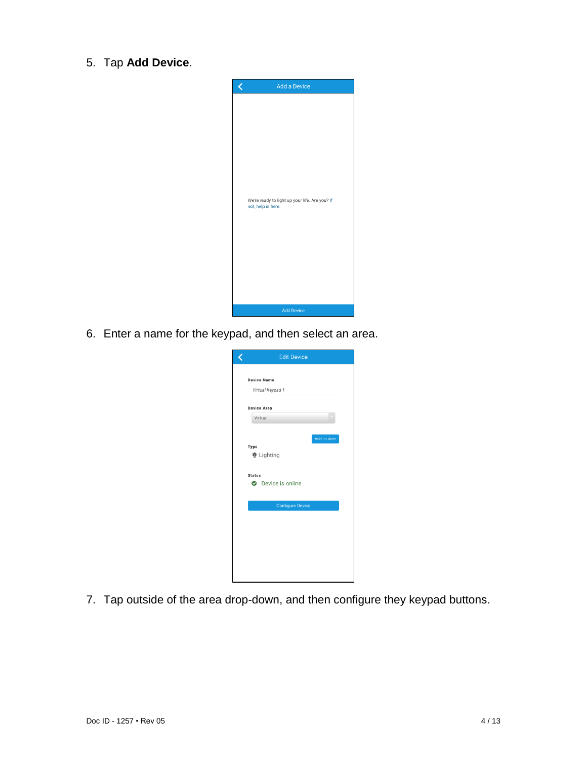5. Tap **Add Device**.

6. Enter a name for the keypad, and then select an area.

7. Tap outside of the area drop-down, and then configure they keypad buttons.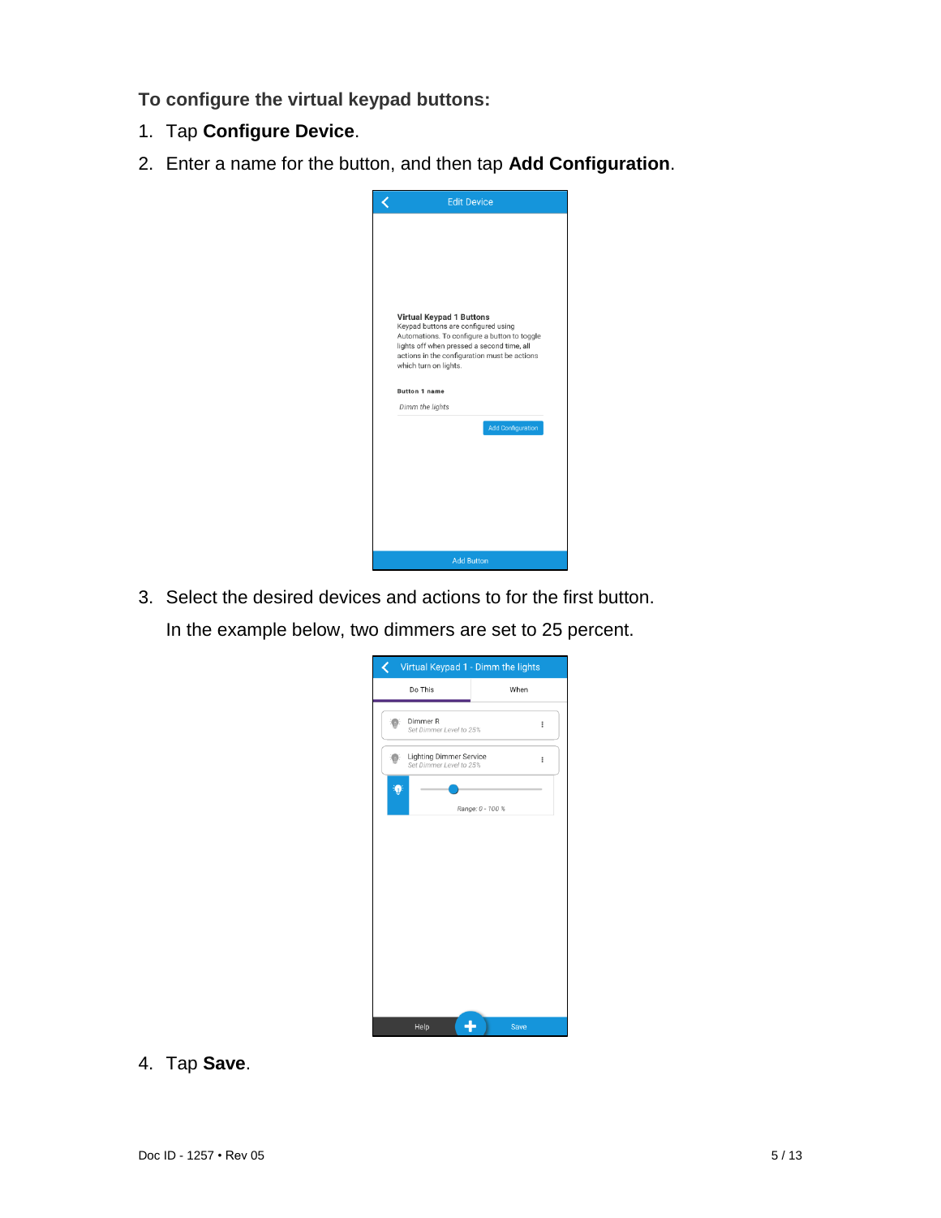**To configure the virtual keypad buttons:**

1. Tap **Configure Device**.
2. Enter a name for the button, and then tap **Add Configuration**.
3. Select the desired devices and actions to for the first button.

   In the example below, two dimmers are set to 25 percent.
4. Tap **Save**.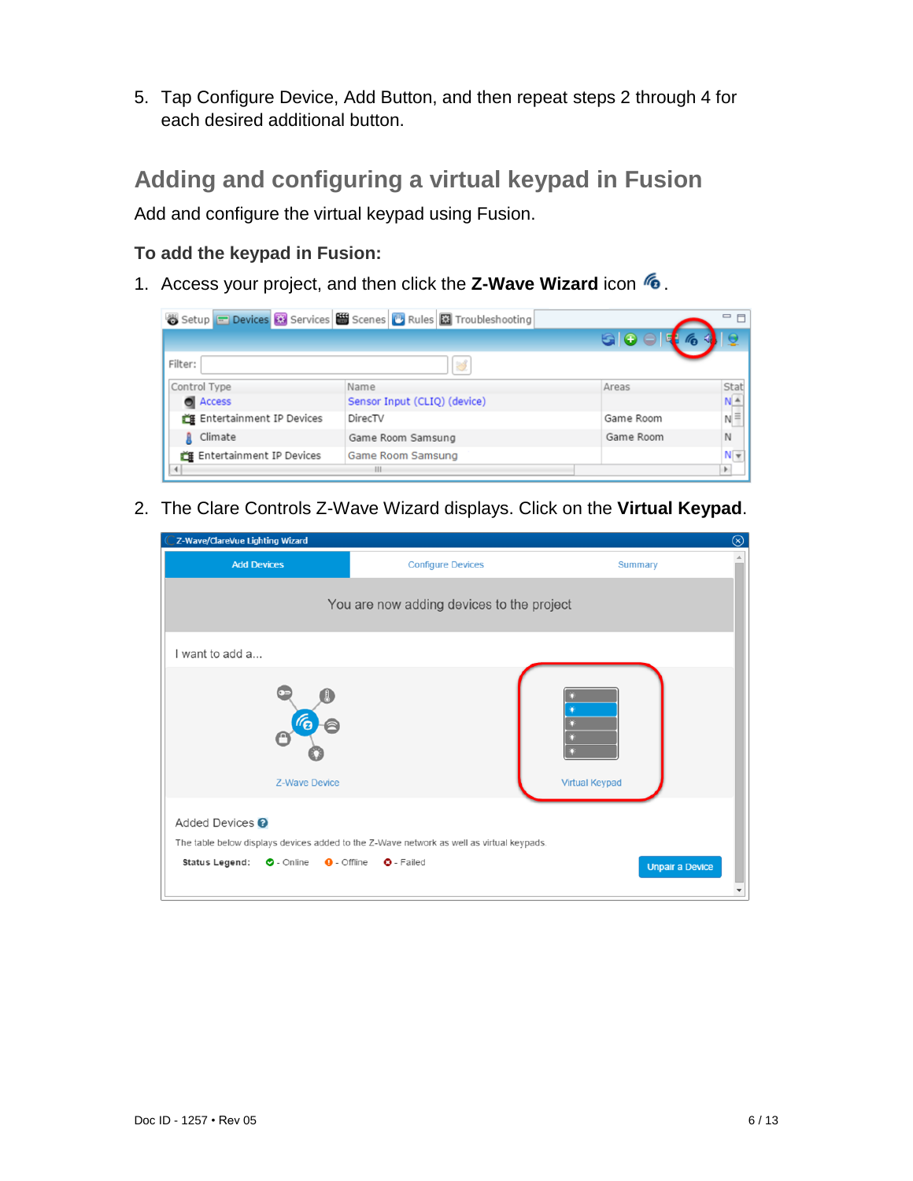5. Tap Configure Device, Add Button, and then repeat steps 2 through 4 for each desired additional button.

## Adding and configuring a virtual keypad in Fusion

Add and configure the virtual keypad using Fusion.

### To add the keypad in Fusion:

1. Access your project, and then click the **Z-Wave Wizard** icon .

2. The Clare Controls Z-Wave Wizard displays. Click on the **Virtual Keypad**.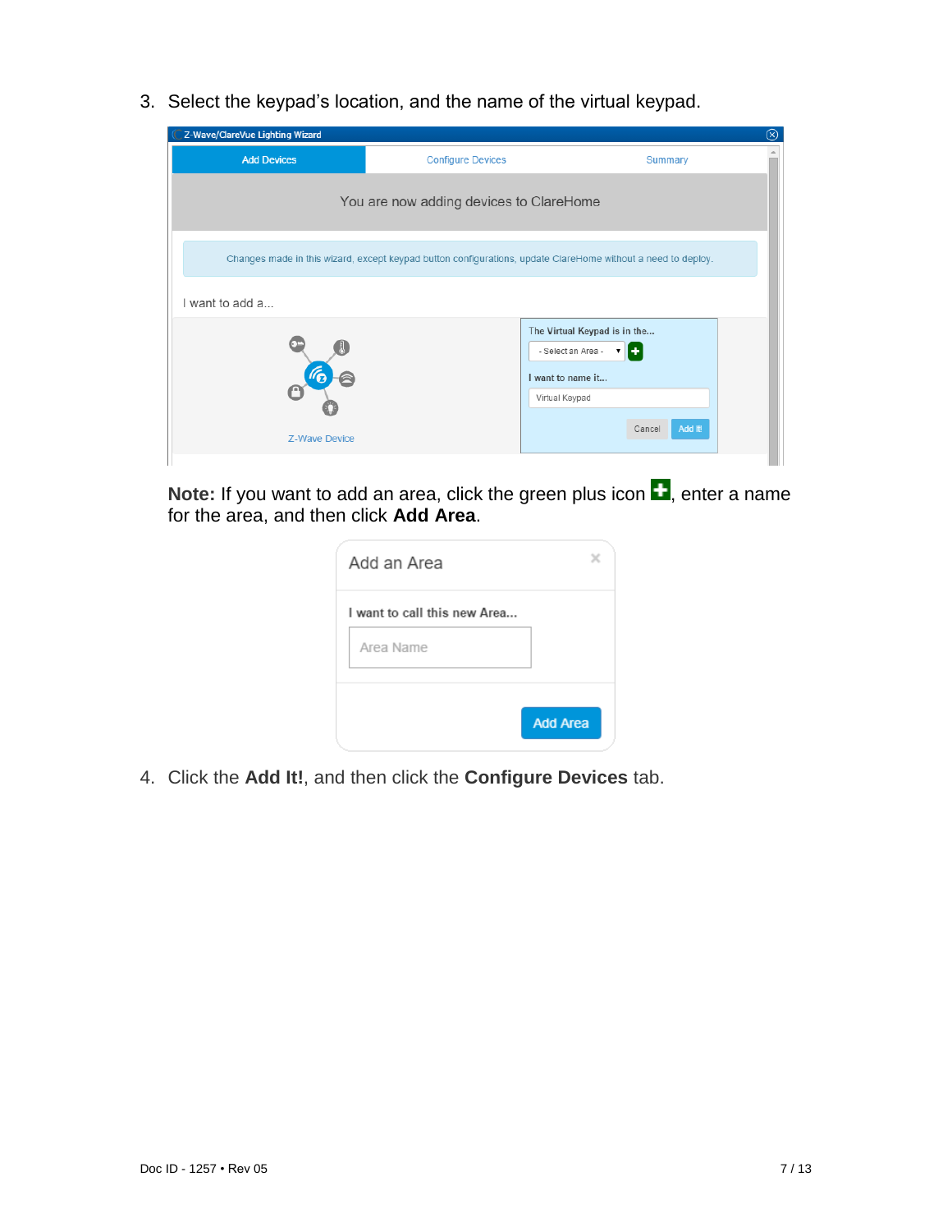3. Select the keypad's location, and the name of the virtual keypad.

**Note:** If you want to add an area, click the green plus icon, enter a name for the area, and then click **Add Area**.

4. Click the **Add It!**, and then click the **Configure Devices** tab.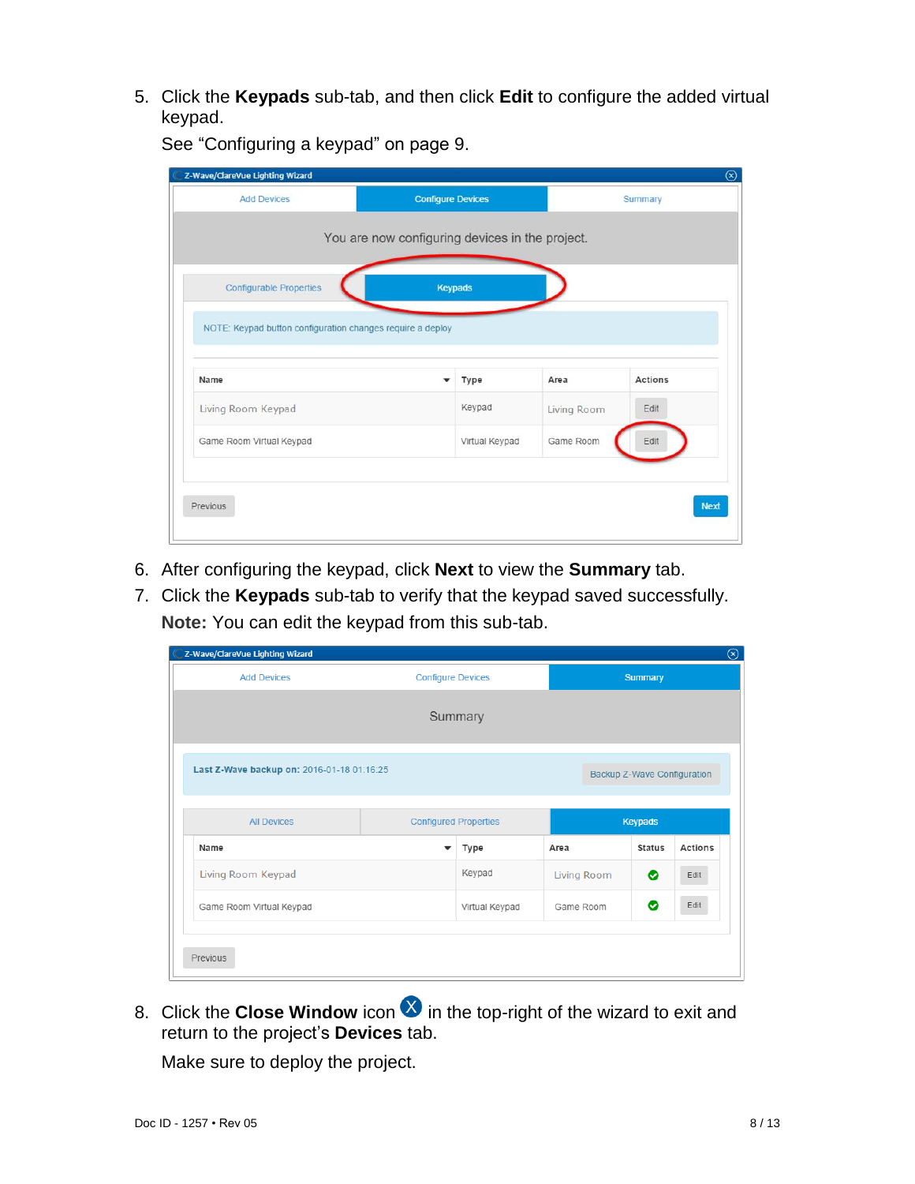5. Click the **Keypads** sub-tab, and then click **Edit** to configure the added virtual keypad.

   See “Configuring a keypad” on page 9.

6. After configuring the keypad, click **Next** to view the **Summary** tab.
7. Click the **Keypads** sub-tab to verify that the keypad saved successfully.

   **Note:** You can edit the keypad from this sub-tab.

8. Click the **Close Window** icon in the top-right of the wizard to exit and return to the project’s **Devices** tab.

   Make sure to deploy the project.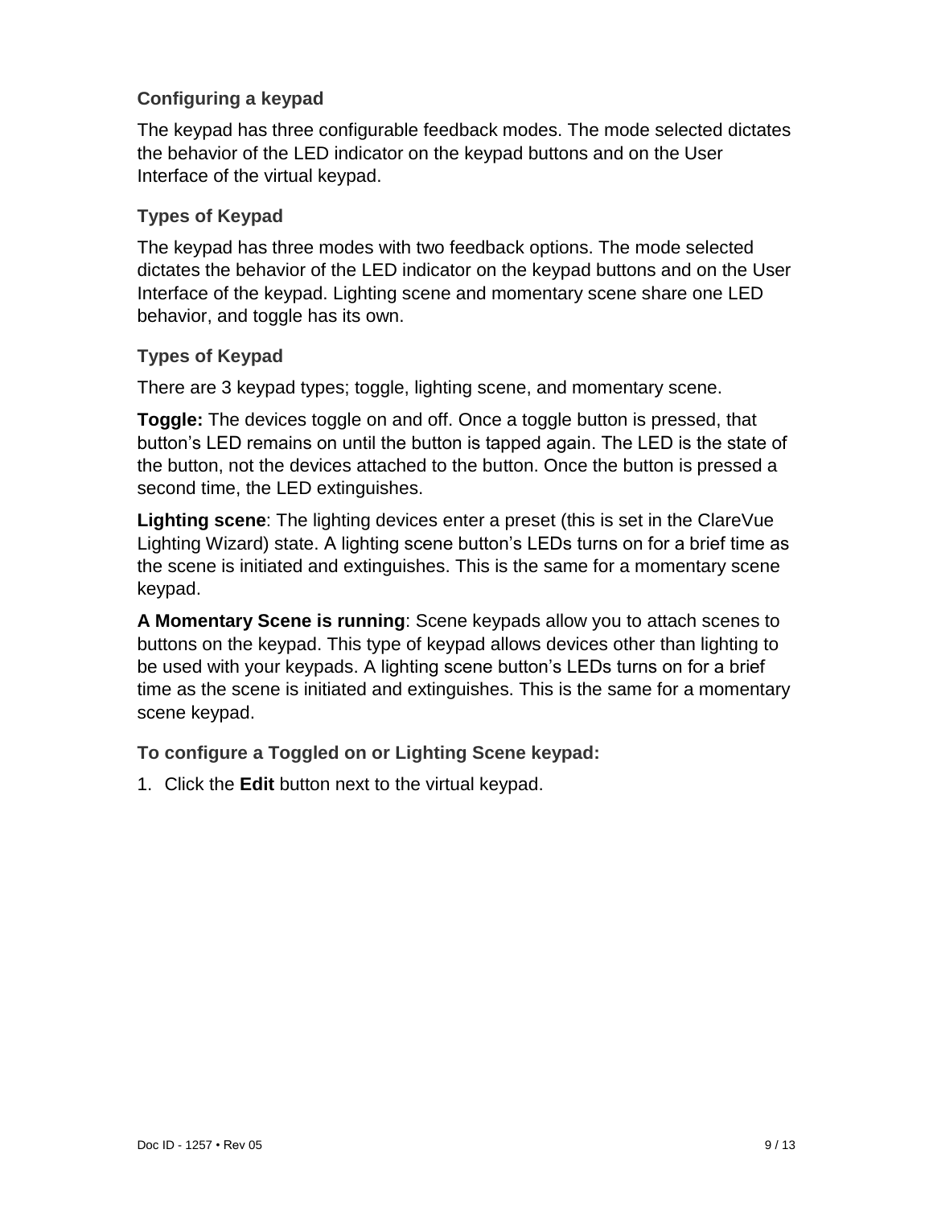### Configuring a keypad

The keypad has three configurable feedback modes. The mode selected dictates the behavior of the LED indicator on the keypad buttons and on the User Interface of the virtual keypad.

#### Types of Keypad

The keypad has three modes with two feedback options. The mode selected dictates the behavior of the LED indicator on the keypad buttons and on the User Interface of the keypad. Lighting scene and momentary scene share one LED behavior, and toggle has its own.

#### Types of Keypad

There are 3 keypad types; toggle, lighting scene, and momentary scene.

**Toggle:** The devices toggle on and off. Once a toggle button is pressed, that button's LED remains on until the button is tapped again. The LED is the state of the button, not the devices attached to the button. Once the button is pressed a second time, the LED extinguishes.

**Lighting scene**: The lighting devices enter a preset (this is set in the ClareVue Lighting Wizard) state. A lighting scene button's LEDs turns on for a brief time as the scene is initiated and extinguishes. This is the same for a momentary scene keypad.

**A Momentary Scene is running**: Scene keypads allow you to attach scenes to buttons on the keypad. This type of keypad allows devices other than lighting to be used with your keypads. A lighting scene button's LEDs turns on for a brief time as the scene is initiated and extinguishes. This is the same for a momentary scene keypad.

#### To configure a Toggled on or Lighting Scene keypad:

1. Click the **Edit** button next to the virtual keypad.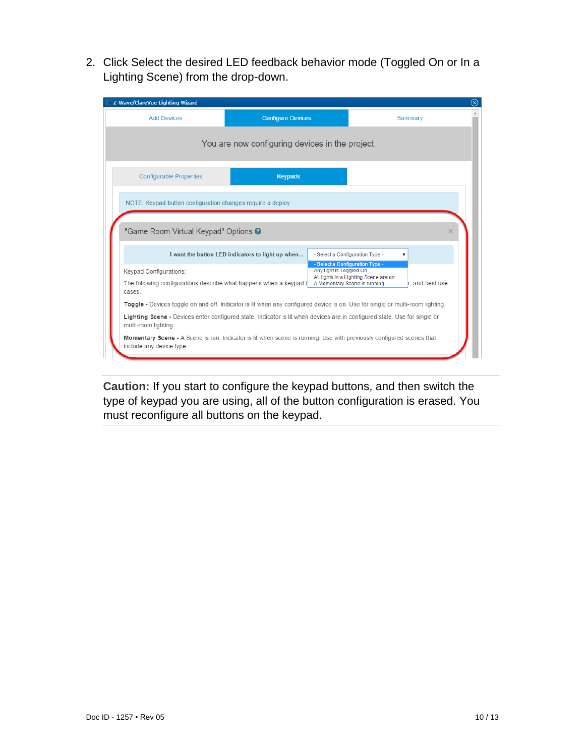2. Click Select the desired LED feedback behavior mode (Toggled On or In a Lighting Scene) from the drop-down.

**Caution:** If you start to configure the keypad buttons, and then switch the type of keypad you are using, all of the button configuration is erased. You must reconfigure all buttons on the keypad.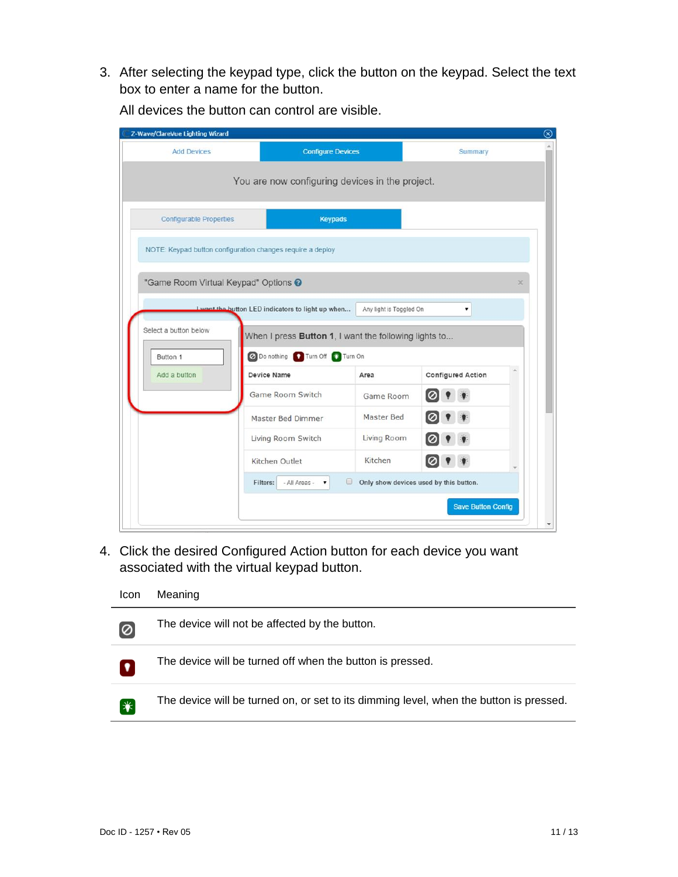3. After selecting the keypad type, click the button on the keypad. Select the text box to enter a name for the button.

   All devices the button can control are visible.

4. Click the desired Configured Action button for each device you want associated with the virtual keypad button.

| Icon | Meaning |
|---|---|
| ⊘ | The device will not be affected by the button. |
| Turn Off | The device will be turned off when the button is pressed. |
| Turn On | The device will be turned on, or set to its dimming level, when the button is pressed. |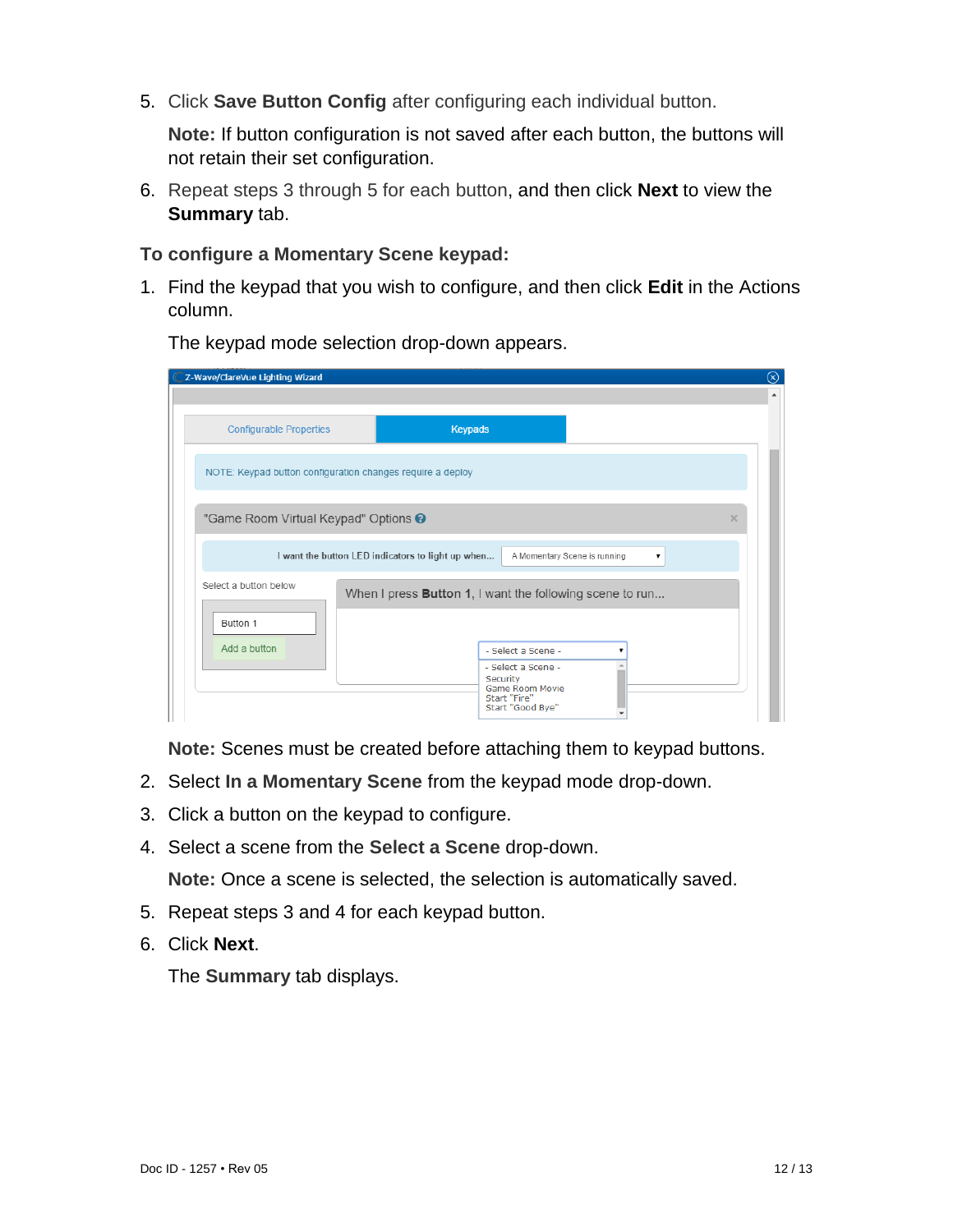5. Click **Save Button Config** after configuring each individual button.

   **Note:** If button configuration is not saved after each button, the buttons will not retain their set configuration.

6. Repeat steps 3 through 5 for each button, and then click **Next** to view the **Summary** tab.

**To configure a Momentary Scene keypad:**

1. Find the keypad that you wish to configure, and then click **Edit** in the Actions column.

   The keypad mode selection drop-down appears.

   **Note:** Scenes must be created before attaching them to keypad buttons.

2. Select **In a Momentary Scene** from the keypad mode drop-down.
3. Click a button on the keypad to configure.
4. Select a scene from the **Select a Scene** drop-down.

   **Note:** Once a scene is selected, the selection is automatically saved.

5. Repeat steps 3 and 4 for each keypad button.
6. Click **Next**.

   The **Summary** tab displays.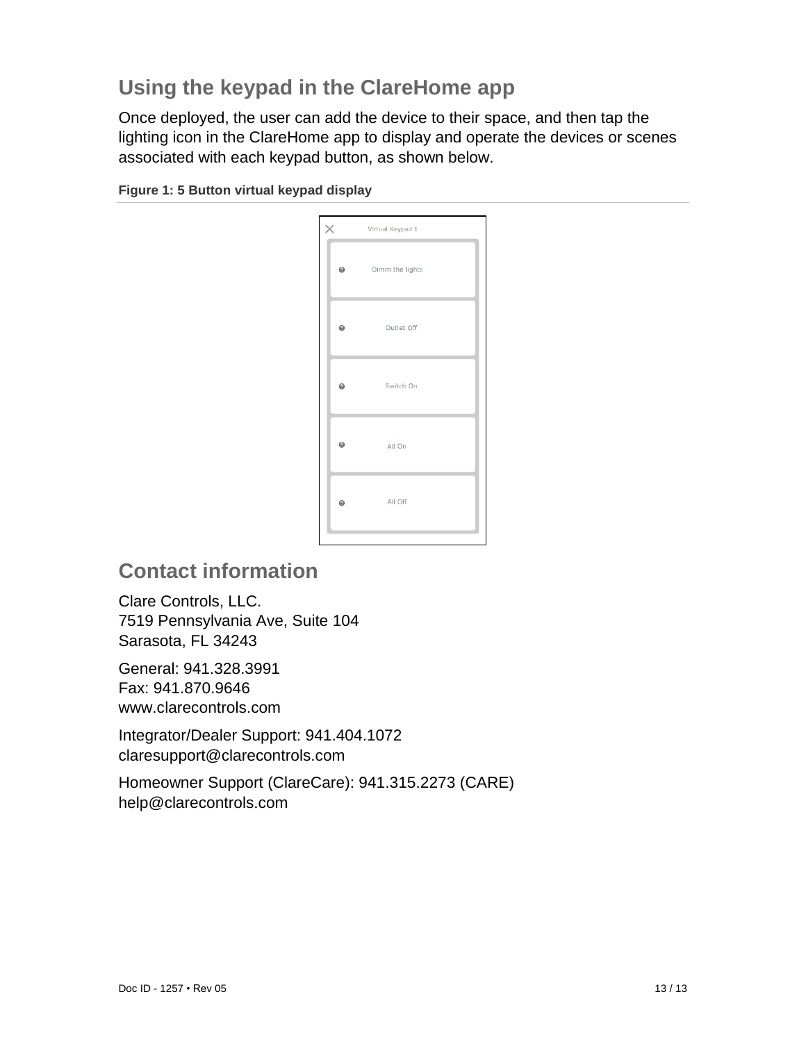## Using the keypad in the ClareHome app

Once deployed, the user can add the device to their space, and then tap the lighting icon in the ClareHome app to display and operate the devices or scenes associated with each keypad button, as shown below.

**Figure 1: 5 Button virtual keypad display**

## Contact information

Clare Controls, LLC.
7519 Pennsylvania Ave, Suite 104
Sarasota, FL 34243

General: 941.328.3991
Fax: 941.870.9646
www.clarecontrols.com

Integrator/Dealer Support: 941.404.1072
claresupport@clarecontrols.com

Homeowner Support (ClareCare): 941.315.2273 (CARE)
help@clarecontrols.com